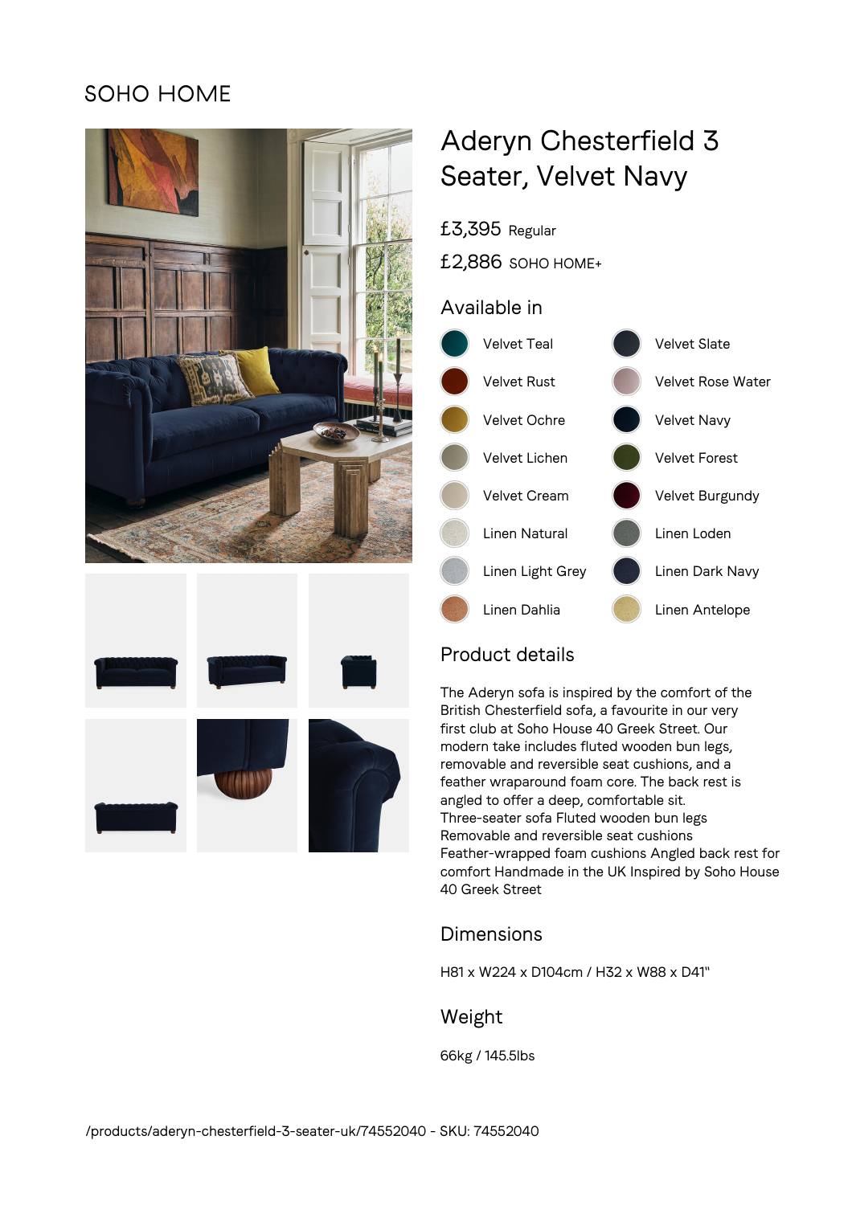SOHO HOME

# Aderyn Chesterfield 3 Seater, Velvet Navy

£3,395 Regular

£2,886 SOHO HOME+

## Available in

- Velvet Teal
- Velvet Slate
- Velvet Rust
- Velvet Rose Water
- Velvet Ochre
- Velvet Navy
- Velvet Lichen
- Velvet Forest
- Velvet Cream
- Velvet Burgundy
- Linen Natural
- Linen Loden
- Linen Light Grey
- Linen Dark Navy
- Linen Dahlia
- Linen Antelope

## Product details

The Aderyn sofa is inspired by the comfort of the British Chesterfield sofa, a favourite in our very first club at Soho House 40 Greek Street. Our modern take includes fluted wooden bun legs, removable and reversible seat cushions, and a feather wraparound foam core. The back rest is angled to offer a deep, comfortable sit.
Three-seater sofa Fluted wooden bun legs
Removable and reversible seat cushions
Feather-wrapped foam cushions Angled back rest for comfort Handmade in the UK Inspired by Soho House 40 Greek Street

## Dimensions

H81 x W224 x D104cm / H32 x W88 x D41"

## Weight

66kg / 145.5lbs

/products/aderyn-chesterfield-3-seater-uk/74552040 - SKU: 74552040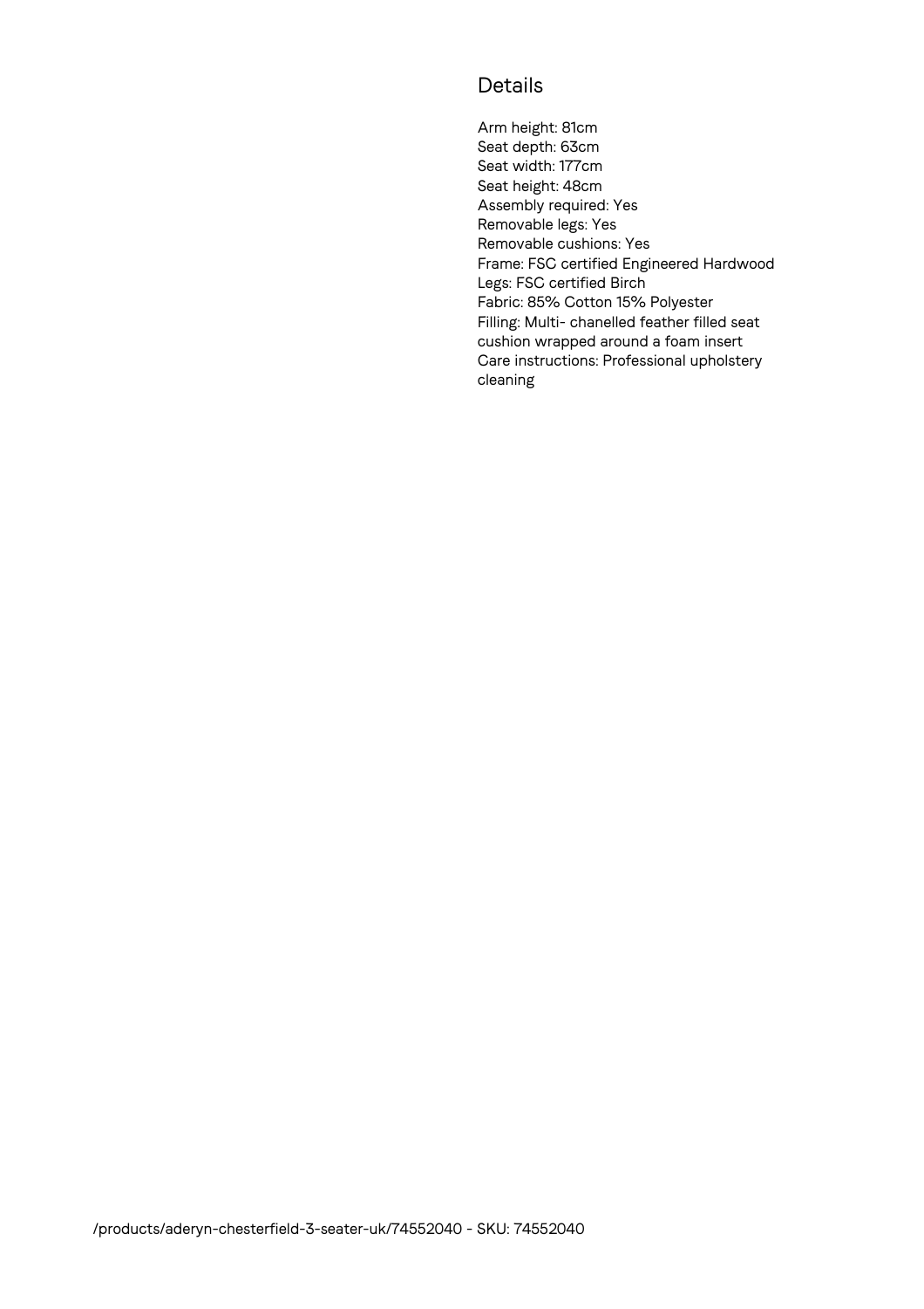## Details

Arm height: 81cm
Seat depth: 63cm
Seat width: 177cm
Seat height: 48cm
Assembly required: Yes
Removable legs: Yes
Removable cushions: Yes
Frame: FSC certified Engineered Hardwood
Legs: FSC certified Birch
Fabric: 85% Cotton 15% Polyester
Filling: Multi- chanelled feather filled seat cushion wrapped around a foam insert
Care instructions: Professional upholstery cleaning

/products/aderyn-chesterfield-3-seater-uk/74552040 - SKU: 74552040